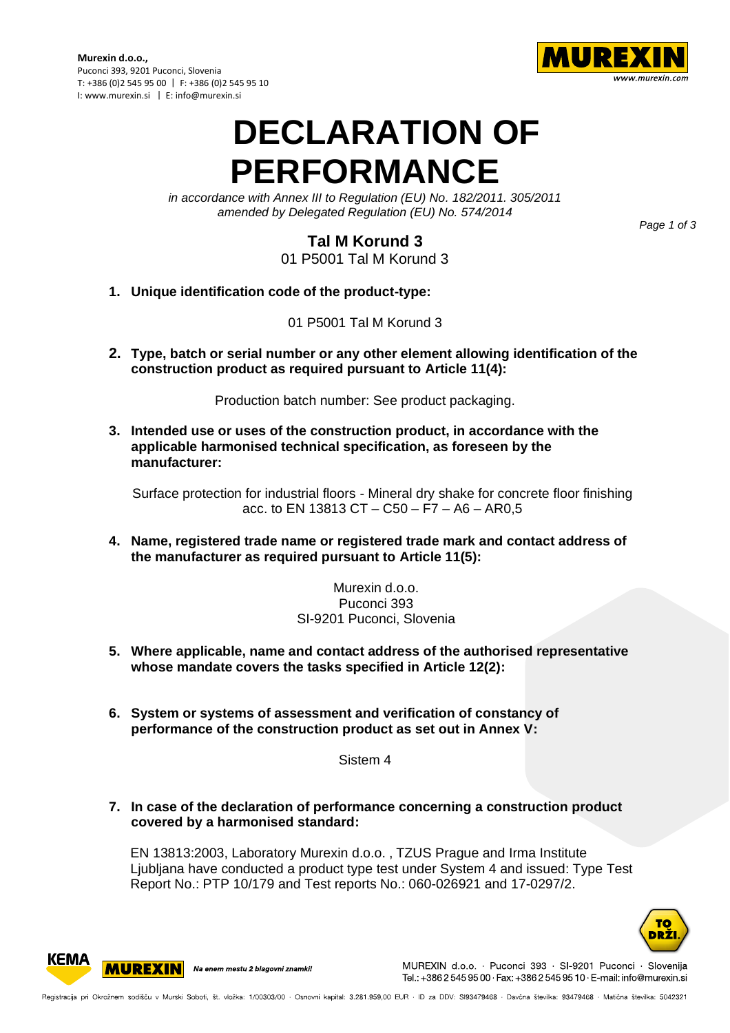**Murexin d.o.o.,**
Puconci 393, 9201 Puconci, Slovenia
T: +386 (0)2 545 95 00 | F: +386 (0)2 545 95 10
I: www.murexin.si | E: info@murexin.si

# DECLARATION OF PERFORMANCE

*in accordance with Annex III to Regulation (EU) No. 182/2011. 305/2011 amended by Delegated Regulation (EU) No. 574/2014*

## Tal M Korund 3

01 P5001 Tal M Korund 3

1. **Unique identification code of the product-type:**

   01 P5001 Tal M Korund 3

2. **Type, batch or serial number or any other element allowing identification of the construction product as required pursuant to Article 11(4):**

   Production batch number: See product packaging.

3. **Intended use or uses of the construction product, in accordance with the applicable harmonised technical specification, as foreseen by the manufacturer:**

   Surface protection for industrial floors - Mineral dry shake for concrete floor finishing acc. to EN 13813 CT – C50 – F7 – A6 – AR0,5

4. **Name, registered trade name or registered trade mark and contact address of the manufacturer as required pursuant to Article 11(5):**

   Murexin d.o.o.
   Puconci 393
   SI-9201 Puconci, Slovenia

5. **Where applicable, name and contact address of the authorised representative whose mandate covers the tasks specified in Article 12(2):**

6. **System or systems of assessment and verification of constancy of performance of the construction product as set out in Annex V:**

   Sistem 4

7. **In case of the declaration of performance concerning a construction product covered by a harmonised standard:**

   EN 13813:2003, Laboratory Murexin d.o.o. , TZUS Prague and Irma Institute Ljubljana have conducted a product type test under System 4 and issued: Type Test Report No.: PTP 10/179 and Test reports No.: 060-026921 and 17-0297/2.

Na enem mestu 2 blagovni znamki!

MUREXIN d.o.o. · Puconci 393 · SI-9201 Puconci · Slovenija
Tel.: +386 2 545 95 00 · Fax: +386 2 545 95 10 · E-mail: info@murexin.si

Registracija pri Okrožnem sodišču v Murski Soboti, št. vložka: 1/00303/00 · Osnovni kapital: 3.281.959,00 EUR · ID za DDV: SI93479468 · Davčna številka: 93479468 · Matična številka: 5042321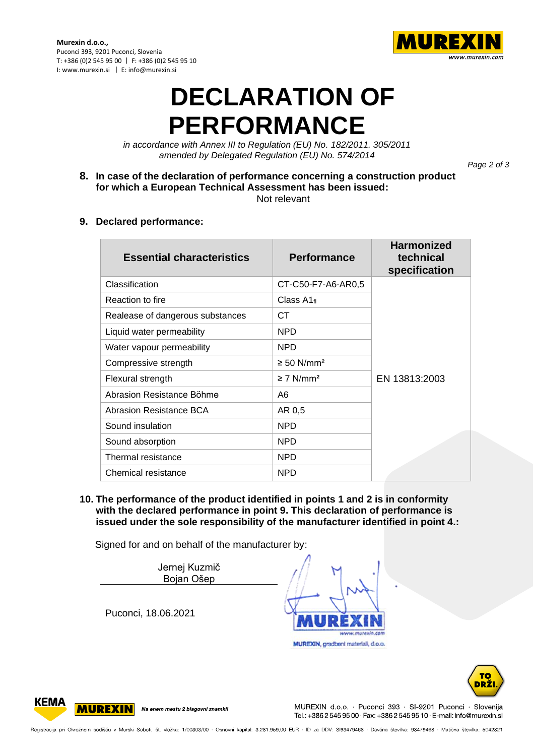Murexin d.o.o.,
Puconci 393, 9201 Puconci, Slovenia
T: +386 (0)2 545 95 00 | F: +386 (0)2 545 95 10
I: www.murexin.si | E: info@murexin.si

# DECLARATION OF PERFORMANCE

*in accordance with Annex III to Regulation (EU) No. 182/2011. 305/2011*
*amended by Delegated Regulation (EU) No. 574/2014*

**8. In case of the declaration of performance concerning a construction product for which a European Technical Assessment has been issued:**

Not relevant

**9. Declared performance:**

| Essential characteristics | Performance | Harmonized technical specification |
|---|---|---|
| Classification | CT-C50-F7-A6-AR0,5 | EN 13813:2003 |
| Reaction to fire | Class $A1_{fl}$ | |
| Realease of dangerous substances | CT | |
| Liquid water permeability | NPD | |
| Water vapour permeability | NPD | |
| Compressive strength | ≥ 50 N/mm² | |
| Flexural strength | ≥ 7 N/mm² | |
| Abrasion Resistance Böhme | A6 | |
| Abrasion Resistance BCA | AR 0,5 | |
| Sound insulation | NPD | |
| Sound absorption | NPD | |
| Thermal resistance | NPD | |
| Chemical resistance | NPD | |

**10. The performance of the product identified in points 1 and 2 is in conformity with the declared performance in point 9. This declaration of performance is issued under the sole responsibility of the manufacturer identified in point 4.:**

Signed for and on behalf of the manufacturer by:

Jernej Kuzmič
Bojan Ošep

Puconci, 18.06.2021

MUREXIN, gradbeni materiali, d.o.o.

Na enem mestu 2 blagovni znamki!

MUREXIN d.o.o. · Puconci 393 · SI-9201 Puconci · Slovenija
Tel.: +386 2 545 95 00 · Fax: +386 2 545 95 10 · E-mail: info@murexin.si

Registracija pri Okrožnem sodišču v Murski Soboti, št. vložka: 1/00303/00 · Osnovni kapital: 3.281.959,00 EUR · ID za DDV: SI93479468 · Davčna številka: 93479468 · Matična številka: 5042321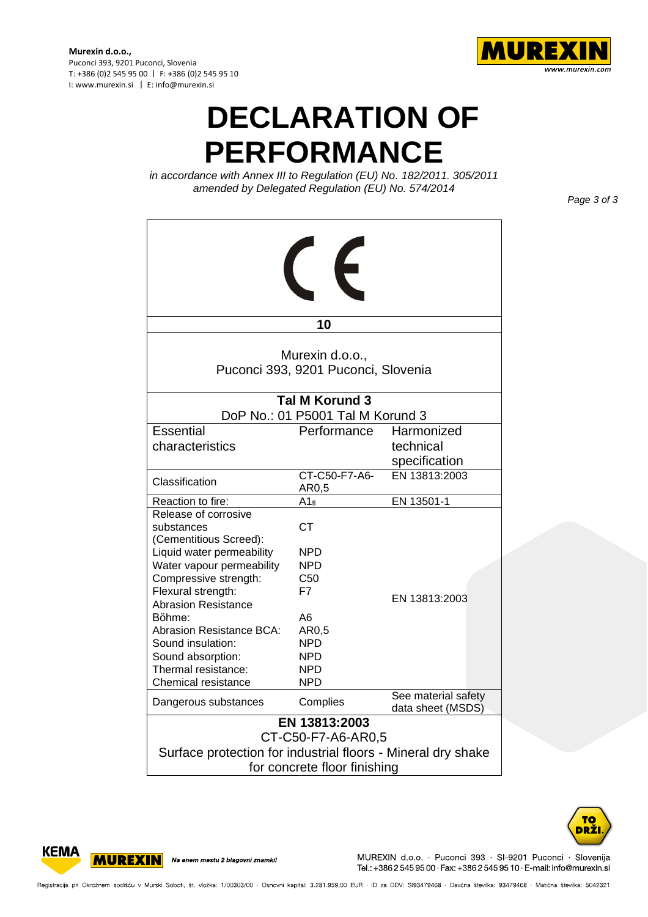**Murexin d.o.o.,**
Puconci 393, 9201 Puconci, Slovenia
T: +386 (0)2 545 95 00 | F: +386 (0)2 545 95 10
I: www.murexin.si | E: info@murexin.si

# DECLARATION OF PERFORMANCE

*in accordance with Annex III to Regulation (EU) No. 182/2011. 305/2011 amended by Delegated Regulation (EU) No. 574/2014*

CE

**10**

Murexin d.o.o.,
Puconci 393, 9201 Puconci, Slovenia

**Tal M Korund 3**
DoP No.: 01 P5001 Tal M Korund 3

| Essential characteristics | Performance | Harmonized technical specification |
|---|---|---|
| Classification | CT-C50-F7-A6-AR0,5 | EN 13813:2003 |
| Reaction to fire: | $A1_{fl}$ | EN 13501-1 |
| Release of corrosive substances (Cementitious Screed): | CT | EN 13813:2003 |
| Liquid water permeability | NPD | |
| Water vapour permeability | NPD | |
| Compressive strength: | C50 | |
| Flexural strength: | F7 | |
| Abrasion Resistance Böhme: | A6 | |
| Abrasion Resistance BCA: | AR0,5 | |
| Sound insulation: | NPD | |
| Sound absorption: | NPD | |
| Thermal resistance: | NPD | |
| Chemical resistance | NPD | |
| Dangerous substances | Complies | See material safety data sheet (MSDS) |

**EN 13813:2003**
CT-C50-F7-A6-AR0,5
Surface protection for industrial floors - Mineral dry shake for concrete floor finishing

MUREXIN d.o.o. · Puconci 393 · SI-9201 Puconci · Slovenija
Tel.: +386 2 545 95 00 · Fax: +386 2 545 95 10 · E-mail: info@murexin.si

Registracija pri Okrožnem sodišču v Murski Soboti, št. vložka: 1/00303/00 · Osnovni kapital: 3.281.959,00 EUR · ID za DDV: SI93479468 · Davčna številka: 93479468 · Matična številka: 5042321